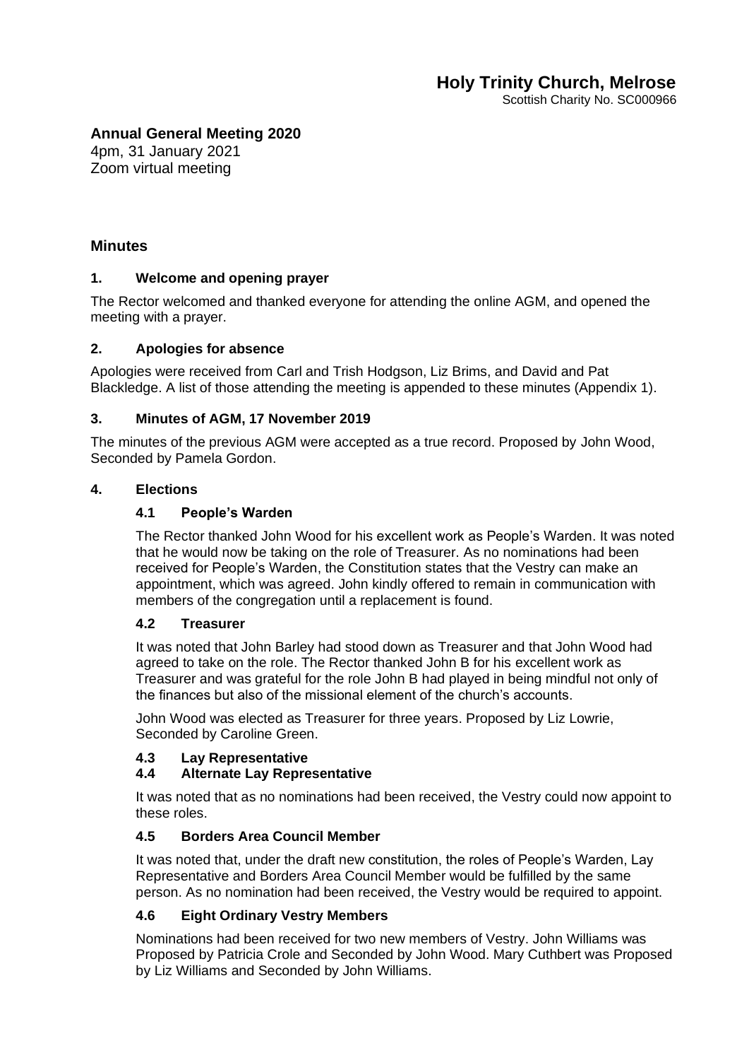# Holy Trinity Church, Melrose

Scottish Charity No. SC000966

## Annual General Meeting 2020

4pm, 31 January 2021
Zoom virtual meeting

## Minutes

### 1. Welcome and opening prayer

The Rector welcomed and thanked everyone for attending the online AGM, and opened the meeting with a prayer.

### 2. Apologies for absence

Apologies were received from Carl and Trish Hodgson, Liz Brims, and David and Pat Blackledge. A list of those attending the meeting is appended to these minutes (Appendix 1).

### 3. Minutes of AGM, 17 November 2019

The minutes of the previous AGM were accepted as a true record. Proposed by John Wood, Seconded by Pamela Gordon.

### 4. Elections

#### 4.1 People's Warden

The Rector thanked John Wood for his excellent work as People's Warden. It was noted that he would now be taking on the role of Treasurer. As no nominations had been received for People's Warden, the Constitution states that the Vestry can make an appointment, which was agreed. John kindly offered to remain in communication with members of the congregation until a replacement is found.

#### 4.2 Treasurer

It was noted that John Barley had stood down as Treasurer and that John Wood had agreed to take on the role. The Rector thanked John B for his excellent work as Treasurer and was grateful for the role John B had played in being mindful not only of the finances but also of the missional element of the church's accounts.

John Wood was elected as Treasurer for three years. Proposed by Liz Lowrie, Seconded by Caroline Green.

#### 4.3 Lay Representative

#### 4.4 Alternate Lay Representative

It was noted that as no nominations had been received, the Vestry could now appoint to these roles.

#### 4.5 Borders Area Council Member

It was noted that, under the draft new constitution, the roles of People's Warden, Lay Representative and Borders Area Council Member would be fulfilled by the same person. As no nomination had been received, the Vestry would be required to appoint.

#### 4.6 Eight Ordinary Vestry Members

Nominations had been received for two new members of Vestry. John Williams was Proposed by Patricia Crole and Seconded by John Wood. Mary Cuthbert was Proposed by Liz Williams and Seconded by John Williams.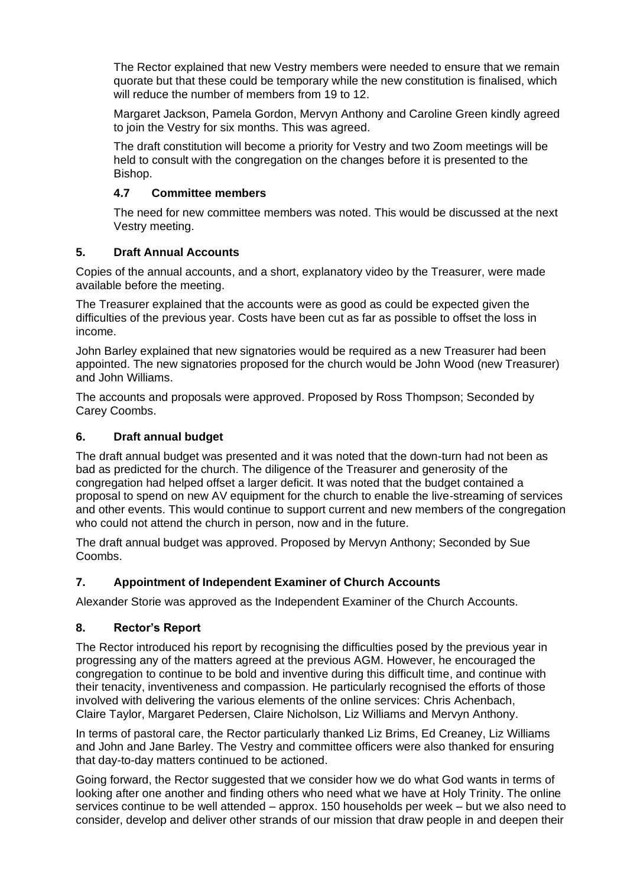The Rector explained that new Vestry members were needed to ensure that we remain quorate but that these could be temporary while the new constitution is finalised, which will reduce the number of members from 19 to 12.

Margaret Jackson, Pamela Gordon, Mervyn Anthony and Caroline Green kindly agreed to join the Vestry for six months. This was agreed.

The draft constitution will become a priority for Vestry and two Zoom meetings will be held to consult with the congregation on the changes before it is presented to the Bishop.

### 4.7 Committee members

The need for new committee members was noted. This would be discussed at the next Vestry meeting.

## 5. Draft Annual Accounts

Copies of the annual accounts, and a short, explanatory video by the Treasurer, were made available before the meeting.

The Treasurer explained that the accounts were as good as could be expected given the difficulties of the previous year. Costs have been cut as far as possible to offset the loss in income.

John Barley explained that new signatories would be required as a new Treasurer had been appointed. The new signatories proposed for the church would be John Wood (new Treasurer) and John Williams.

The accounts and proposals were approved. Proposed by Ross Thompson; Seconded by Carey Coombs.

## 6. Draft annual budget

The draft annual budget was presented and it was noted that the down-turn had not been as bad as predicted for the church. The diligence of the Treasurer and generosity of the congregation had helped offset a larger deficit. It was noted that the budget contained a proposal to spend on new AV equipment for the church to enable the live-streaming of services and other events. This would continue to support current and new members of the congregation who could not attend the church in person, now and in the future.

The draft annual budget was approved. Proposed by Mervyn Anthony; Seconded by Sue Coombs.

## 7. Appointment of Independent Examiner of Church Accounts

Alexander Storie was approved as the Independent Examiner of the Church Accounts.

## 8. Rector's Report

The Rector introduced his report by recognising the difficulties posed by the previous year in progressing any of the matters agreed at the previous AGM. However, he encouraged the congregation to continue to be bold and inventive during this difficult time, and continue with their tenacity, inventiveness and compassion. He particularly recognised the efforts of those involved with delivering the various elements of the online services: Chris Achenbach, Claire Taylor, Margaret Pedersen, Claire Nicholson, Liz Williams and Mervyn Anthony.

In terms of pastoral care, the Rector particularly thanked Liz Brims, Ed Creaney, Liz Williams and John and Jane Barley. The Vestry and committee officers were also thanked for ensuring that day-to-day matters continued to be actioned.

Going forward, the Rector suggested that we consider how we do what God wants in terms of looking after one another and finding others who need what we have at Holy Trinity. The online services continue to be well attended – approx. 150 households per week – but we also need to consider, develop and deliver other strands of our mission that draw people in and deepen their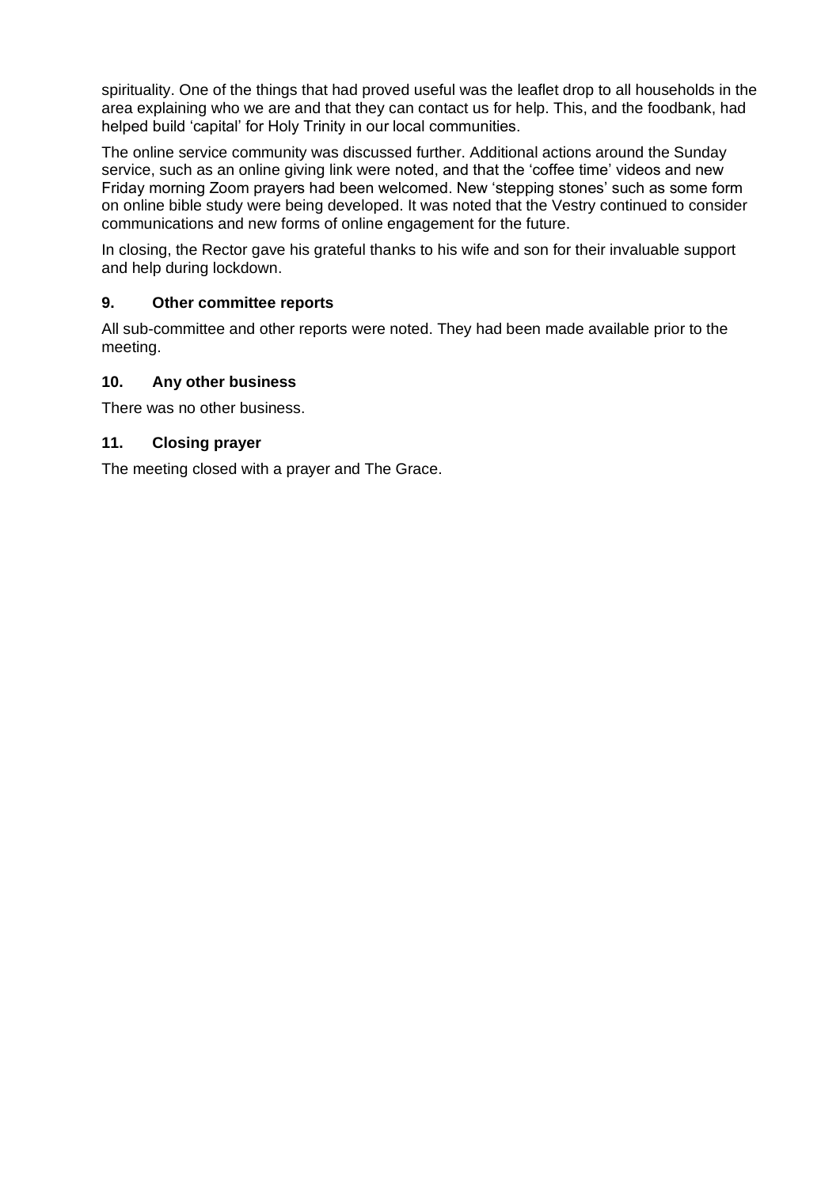spirituality. One of the things that had proved useful was the leaflet drop to all households in the area explaining who we are and that they can contact us for help. This, and the foodbank, had helped build 'capital' for Holy Trinity in our local communities.

The online service community was discussed further. Additional actions around the Sunday service, such as an online giving link were noted, and that the 'coffee time' videos and new Friday morning Zoom prayers had been welcomed. New 'stepping stones' such as some form on online bible study were being developed. It was noted that the Vestry continued to consider communications and new forms of online engagement for the future.

In closing, the Rector gave his grateful thanks to his wife and son for their invaluable support and help during lockdown.

### 9. Other committee reports

All sub-committee and other reports were noted. They had been made available prior to the meeting.

### 10. Any other business

There was no other business.

### 11. Closing prayer

The meeting closed with a prayer and The Grace.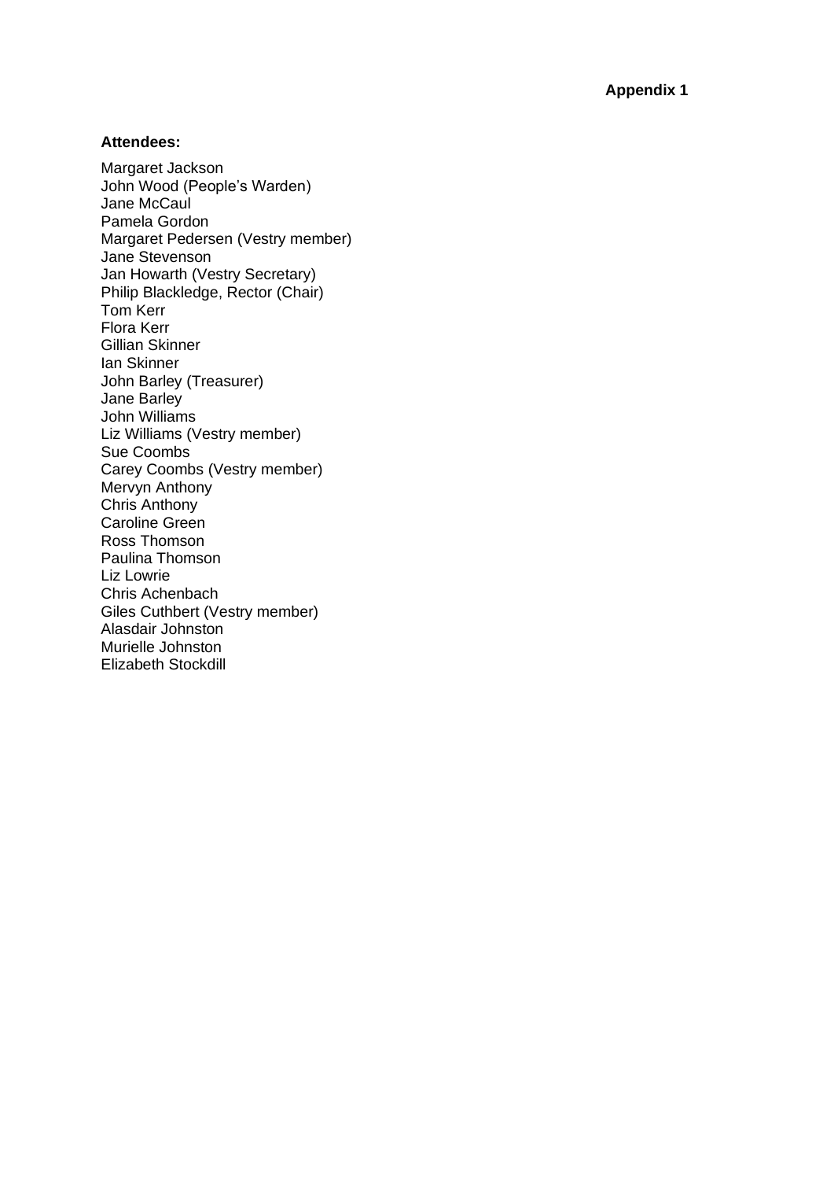**Appendix 1**

**Attendees:**

Margaret Jackson
John Wood (People's Warden)
Jane McCaul
Pamela Gordon
Margaret Pedersen (Vestry member)
Jane Stevenson
Jan Howarth (Vestry Secretary)
Philip Blackledge, Rector (Chair)
Tom Kerr
Flora Kerr
Gillian Skinner
Ian Skinner
John Barley (Treasurer)
Jane Barley
John Williams
Liz Williams (Vestry member)
Sue Coombs
Carey Coombs (Vestry member)
Mervyn Anthony
Chris Anthony
Caroline Green
Ross Thomson
Paulina Thomson
Liz Lowrie
Chris Achenbach
Giles Cuthbert (Vestry member)
Alasdair Johnston
Murielle Johnston
Elizabeth Stockdill